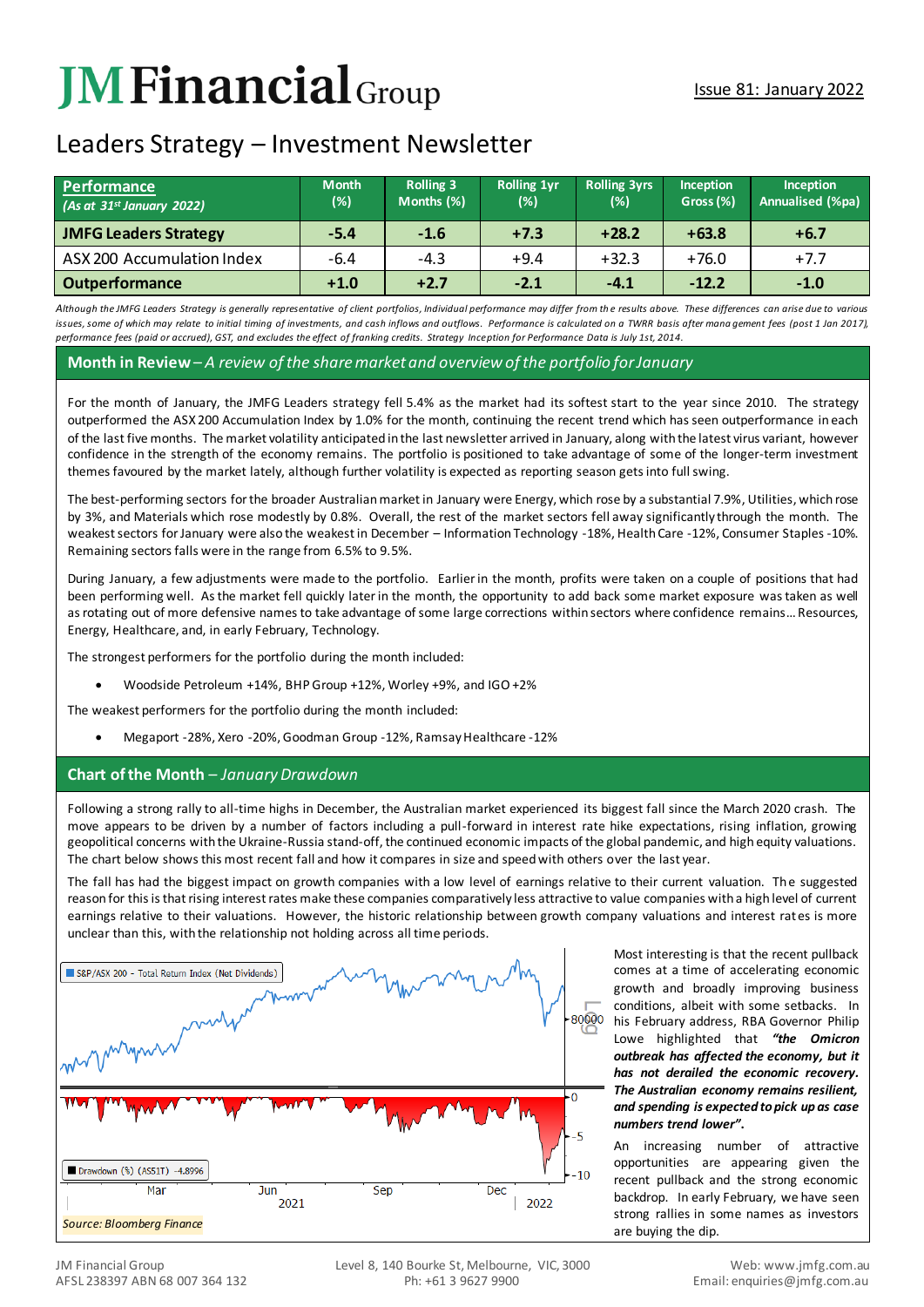# JM Financial Group

Issue 81: January 2022

## Leaders Strategy – Investment Newsletter

| Performance *(As at 31st January 2022)* | Month (%) | Rolling 3 Months (%) | Rolling 1yr (%) | Rolling 3yrs (%) | Inception Gross (%) | Inception Annualised (%pa) |
|---|---|---|---|---|---|---|
| **JMFG Leaders Strategy** | **-5.4** | **-1.6** | **+7.3** | **+28.2** | **+63.8** | **+6.7** |
| ASX 200 Accumulation Index | -6.4 | -4.3 | +9.4 | +32.3 | +76.0 | +7.7 |
| **Outperformance** | **+1.0** | **+2.7** | **-2.1** | **-4.1** | **-12.2** | **-1.0** |

*Although the JMFG Leaders Strategy is generally representative of client portfolios, individual performance may differ from the results above. These differences can arise due to various issues, some of which may relate to initial timing of investments, and cash inflows and outflows. Performance is calculated on a TWRR basis after management fees (post 1 Jan 2017), performance fees (paid or accrued), GST, and excludes the effect of franking credits. Strategy Inception for Performance Data is July 1st, 2014.*

## Month in Review – *A review of the share market and overview of the portfolio for January*

For the month of January, the JMFG Leaders strategy fell 5.4% as the market had its softest start to the year since 2010. The strategy outperformed the ASX 200 Accumulation Index by 1.0% for the month, continuing the recent trend which has seen outperformance in each of the last five months. The market volatility anticipated in the last newsletter arrived in January, along with the latest virus variant, however confidence in the strength of the economy remains. The portfolio is positioned to take advantage of some of the longer-term investment themes favoured by the market lately, although further volatility is expected as reporting season gets into full swing.

The best-performing sectors for the broader Australian market in January were Energy, which rose by a substantial 7.9%, Utilities, which rose by 3%, and Materials which rose modestly by 0.8%. Overall, the rest of the market sectors fell away significantly through the month. The weakest sectors for January were also the weakest in December – Information Technology -18%, Health Care -12%, Consumer Staples -10%. Remaining sectors falls were in the range from 6.5% to 9.5%.

During January, a few adjustments were made to the portfolio. Earlier in the month, profits were taken on a couple of positions that had been performing well. As the market fell quickly later in the month, the opportunity to add back some market exposure was taken as well as rotating out of more defensive names to take advantage of some large corrections within sectors where confidence remains… Resources, Energy, Healthcare, and, in early February, Technology.

The strongest performers for the portfolio during the month included:

- Woodside Petroleum +14%, BHP Group +12%, Worley +9%, and IGO +2%

The weakest performers for the portfolio during the month included:

- Megaport -28%, Xero -20%, Goodman Group -12%, Ramsay Healthcare -12%

## Chart of the Month – *January Drawdown*

Following a strong rally to all-time highs in December, the Australian market experienced its biggest fall since the March 2020 crash. The move appears to be driven by a number of factors including a pull-forward in interest rate hike expectations, rising inflation, growing geopolitical concerns with the Ukraine-Russia stand-off, the continued economic impacts of the global pandemic, and high equity valuations. The chart below shows this most recent fall and how it compares in size and speed with others over the last year.

The fall has had the biggest impact on growth companies with a low level of earnings relative to their current valuation. The suggested reason for this is that rising interest rates make these companies comparatively less attractive to value companies with a high level of current earnings relative to their valuations. However, the historic relationship between growth company valuations and interest rates is more unclear than this, with the relationship not holding across all time periods.

*Source: Bloomberg Finance*

Most interesting is that the recent pullback comes at a time of accelerating economic growth and broadly improving business conditions, albeit with some setbacks. In his February address, RBA Governor Philip Lowe highlighted that ***"the Omicron outbreak has affected the economy, but it has not derailed the economic recovery. The Australian economy remains resilient, and spending is expected to pick up as case numbers trend lower".***

An increasing number of attractive opportunities are appearing given the recent pullback and the strong economic backdrop. In early February, we have seen strong rallies in some names as investors are buying the dip.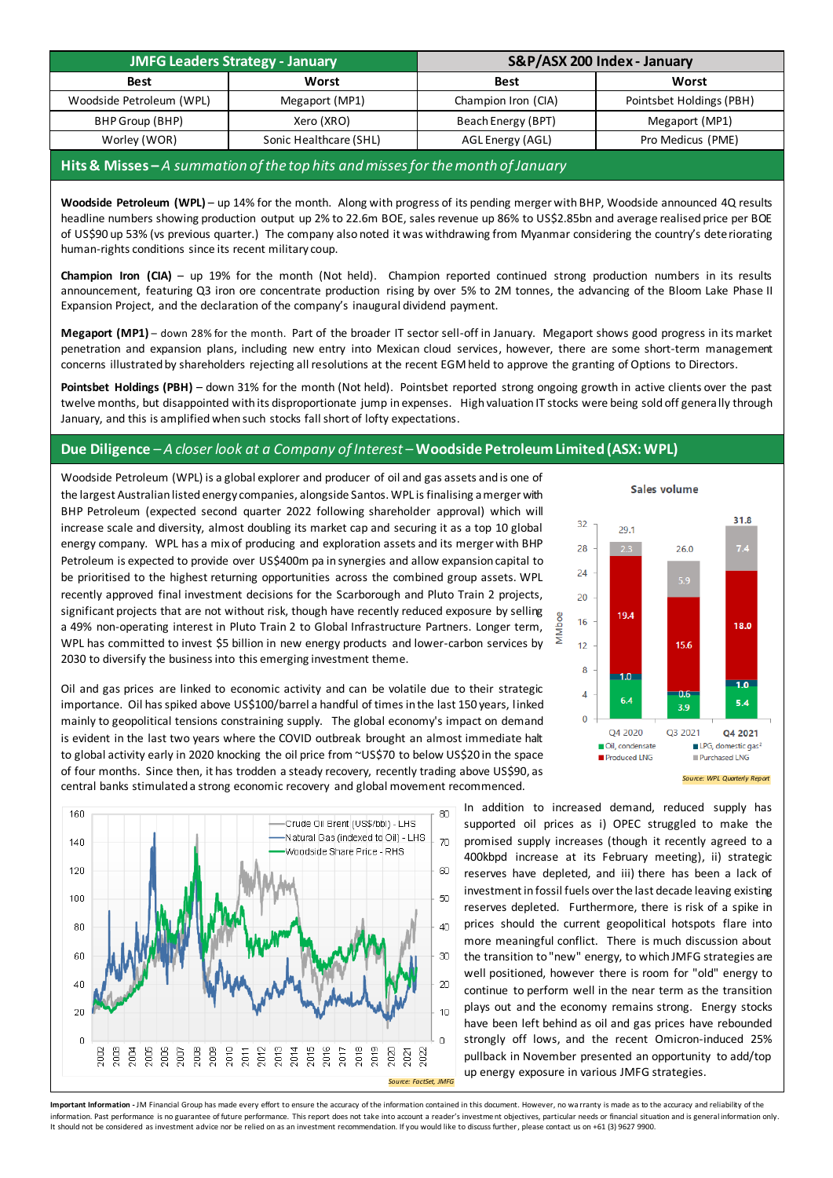| JMFG Leaders Strategy - January | | S&P/ASX 200 Index - January | |
|---|---|---|---|
| **Best** | **Worst** | **Best** | **Worst** |
| Woodside Petroleum (WPL) | Megaport (MP1) | Champion Iron (CIA) | Pointsbet Holdings (PBH) |
| BHP Group (BHP) | Xero (XRO) | Beach Energy (BPT) | Megaport (MP1) |
| Worley (WOR) | Sonic Healthcare (SHL) | AGL Energy (AGL) | Pro Medicus (PME) |

## Hits & Misses – *A summation of the top hits and misses for the month of January*

**Woodside Petroleum (WPL)** – up 14% for the month. Along with progress of its pending merger with BHP, Woodside announced 4Q results headline numbers showing production output up 2% to 22.6m BOE, sales revenue up 86% to US$2.85bn and average realised price per BOE of US$90 up 53% (vs previous quarter.) The company also noted it was withdrawing from Myanmar considering the country's deteriorating human-rights conditions since its recent military coup.

**Champion Iron (CIA)** – up 19% for the month (Not held). Champion reported continued strong production numbers in its results announcement, featuring Q3 iron ore concentrate production rising by over 5% to 2M tonnes, the advancing of the Bloom Lake Phase II Expansion Project, and the declaration of the company's inaugural dividend payment.

**Megaport (MP1)** – down 28% for the month. Part of the broader IT sector sell-off in January. Megaport shows good progress in its market penetration and expansion plans, including new entry into Mexican cloud services, however, there are some short-term management concerns illustrated by shareholders rejecting all resolutions at the recent EGM held to approve the granting of Options to Directors.

**Pointsbet Holdings (PBH)** – down 31% for the month (Not held). Pointsbet reported strong ongoing growth in active clients over the past twelve months, but disappointed with its disproportionate jump in expenses. High valuation IT stocks were being sold off generally through January, and this is amplified when such stocks fall short of lofty expectations.

## Due Diligence – *A closer look at a Company of Interest* – Woodside Petroleum Limited (ASX: WPL)

Woodside Petroleum (WPL) is a global explorer and producer of oil and gas assets and is one of the largest Australian listed energy companies, alongside Santos. WPL is finalising a merger with BHP Petroleum (expected second quarter 2022 following shareholder approval) which will increase scale and diversity, almost doubling its market cap and securing it as a top 10 global energy company. WPL has a mix of producing and exploration assets and its merger with BHP Petroleum is expected to provide over US$400m pa in synergies and allow expansion capital to be prioritised to the highest returning opportunities across the combined group assets. WPL recently approved final investment decisions for the Scarborough and Pluto Train 2 projects, significant projects that are not without risk, though have recently reduced exposure by selling a 49% non-operating interest in Pluto Train 2 to Global Infrastructure Partners. Longer term, WPL has committed to invest $5 billion in new energy products and lower-carbon services by 2030 to diversify the business into this emerging investment theme.

Oil and gas prices are linked to economic activity and can be volatile due to their strategic importance. Oil has spiked above US$100/barrel a handful of times in the last 150 years, linked mainly to geopolitical tensions constraining supply. The global economy's impact on demand is evident in the last two years where the COVID outbreak brought an almost immediate halt to global activity early in 2020 knocking the oil price from ~US$70 to below US$20 in the space of four months. Since then, it has trodden a steady recovery, recently trading above US$90, as central banks stimulated a strong economic recovery and global movement recommenced.

Sales volume

MMboe

Q4 2020: 29.1 (6.4, 1.0, 19.4, 2.3)
Q3 2021: 26.0 (3.9, 0.6, 15.6, 5.9)
Q4 2021: 31.8 (5.4, 1.0, 18.0, 7.4)

Oil, condensate; LPG, domestic gas[2]; Produced LNG; Purchased LNG

Source: WPL Quarterly Report

Crude Oil Brent (US$/bbl) - LHS
Natural Gas (indexed to Oil) - LHS
Woodside Share Price - RHS

Source: FactSet, JMFG

In addition to increased demand, reduced supply has supported oil prices as i) OPEC struggled to make the promised supply increases (though it recently agreed to a 400kbpd increase at its February meeting), ii) strategic reserves have depleted, and iii) there has been a lack of investment in fossil fuels over the last decade leaving existing reserves depleted. Furthermore, there is risk of a spike in prices should the current geopolitical hotspots flare into more meaningful conflict. There is much discussion about the transition to "new" energy, to which JMFG strategies are well positioned, however there is room for "old" energy to continue to perform well in the near term as the transition plays out and the economy remains strong. Energy stocks have been left behind as oil and gas prices have rebounded strongly off lows, and the recent Omicron-induced 25% pullback in November presented an opportunity to add/top up energy exposure in various JMFG strategies.

**Important Information** - JM Financial Group has made every effort to ensure the accuracy of the information contained in this document. However, no warranty is made as to the accuracy and reliability of the information. Past performance is no guarantee of future performance. This report does not take into account a reader's investment objectives, particular needs or financial situation and is general information only. It should not be considered as investment advice nor be relied on as an investment recommendation. If you would like to discuss further, please contact us on +61 (3) 9627 9900.